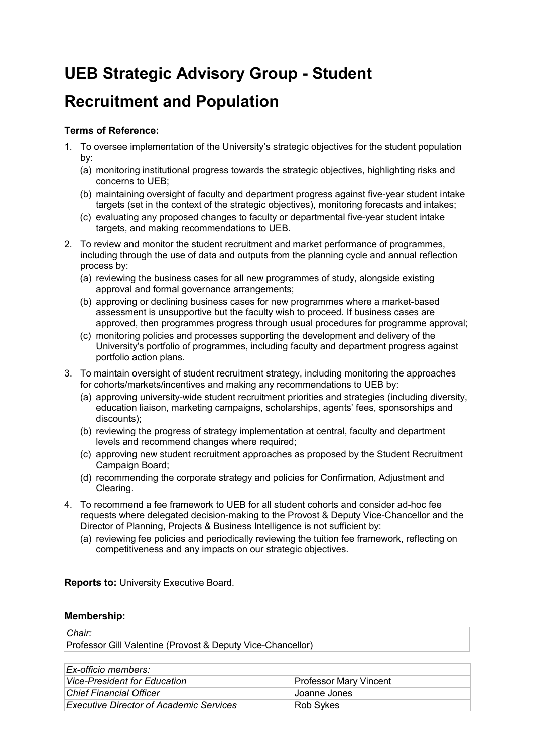# UEB Strategic Advisory Group - Student Recruitment and Population

**Terms of Reference:**

1. To oversee implementation of the University's strategic objectives for the student population by:
   (a) monitoring institutional progress towards the strategic objectives, highlighting risks and concerns to UEB;
   (b) maintaining oversight of faculty and department progress against five-year student intake targets (set in the context of the strategic objectives), monitoring forecasts and intakes;
   (c) evaluating any proposed changes to faculty or departmental five-year student intake targets, and making recommendations to UEB.

2. To review and monitor the student recruitment and market performance of programmes, including through the use of data and outputs from the planning cycle and annual reflection process by:
   (a) reviewing the business cases for all new programmes of study, alongside existing approval and formal governance arrangements;
   (b) approving or declining business cases for new programmes where a market-based assessment is unsupportive but the faculty wish to proceed. If business cases are approved, then programmes progress through usual procedures for programme approval;
   (c) monitoring policies and processes supporting the development and delivery of the University's portfolio of programmes, including faculty and department progress against portfolio action plans.

3. To maintain oversight of student recruitment strategy, including monitoring the approaches for cohorts/markets/incentives and making any recommendations to UEB by:
   (a) approving university-wide student recruitment priorities and strategies (including diversity, education liaison, marketing campaigns, scholarships, agents' fees, sponsorships and discounts);
   (b) reviewing the progress of strategy implementation at central, faculty and department levels and recommend changes where required;
   (c) approving new student recruitment approaches as proposed by the Student Recruitment Campaign Board;
   (d) recommending the corporate strategy and policies for Confirmation, Adjustment and Clearing.

4. To recommend a fee framework to UEB for all student cohorts and consider ad-hoc fee requests where delegated decision-making to the Provost & Deputy Vice-Chancellor and the Director of Planning, Projects & Business Intelligence is not sufficient by:
   (a) reviewing fee policies and periodically reviewing the tuition fee framework, reflecting on competitiveness and any impacts on our strategic objectives.

**Reports to:** University Executive Board.

**Membership:**

| *Chair:* |
|---|
| Professor Gill Valentine (Provost & Deputy Vice-Chancellor) |

| *Ex-officio members:* | |
|---|---|
| *Vice-President for Education* | Professor Mary Vincent |
| *Chief Financial Officer* | Joanne Jones |
| *Executive Director of Academic Services* | Rob Sykes |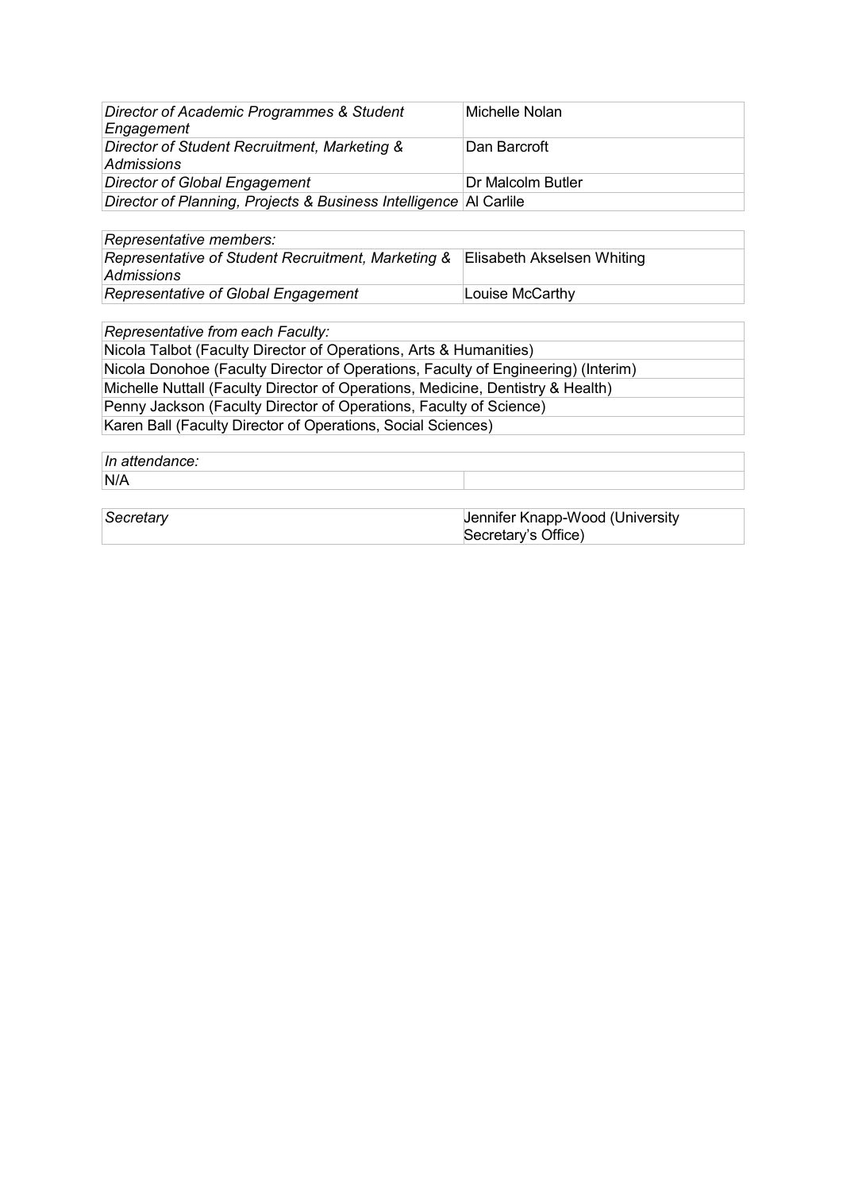| | |
|---|---|
| *Director of Academic Programmes & Student Engagement* | Michelle Nolan |
| *Director of Student Recruitment, Marketing & Admissions* | Dan Barcroft |
| *Director of Global Engagement* | Dr Malcolm Butler |
| *Director of Planning, Projects & Business Intelligence* | Al Carlile |

| | |
|---|---|
| *Representative members:* | |
| *Representative of Student Recruitment, Marketing & Admissions* | Elisabeth Akselsen Whiting |
| *Representative of Global Engagement* | Louise McCarthy |

| |
|---|
| *Representative from each Faculty:* |
| Nicola Talbot (Faculty Director of Operations, Arts & Humanities) |
| Nicola Donohoe (Faculty Director of Operations, Faculty of Engineering) (Interim) |
| Michelle Nuttall (Faculty Director of Operations, Medicine, Dentistry & Health) |
| Penny Jackson (Faculty Director of Operations, Faculty of Science) |
| Karen Ball (Faculty Director of Operations, Social Sciences) |

| | |
|---|---|
| *In attendance:* | |
| N/A | |

| | |
|---|---|
| *Secretary* | Jennifer Knapp-Wood (University Secretary's Office) |